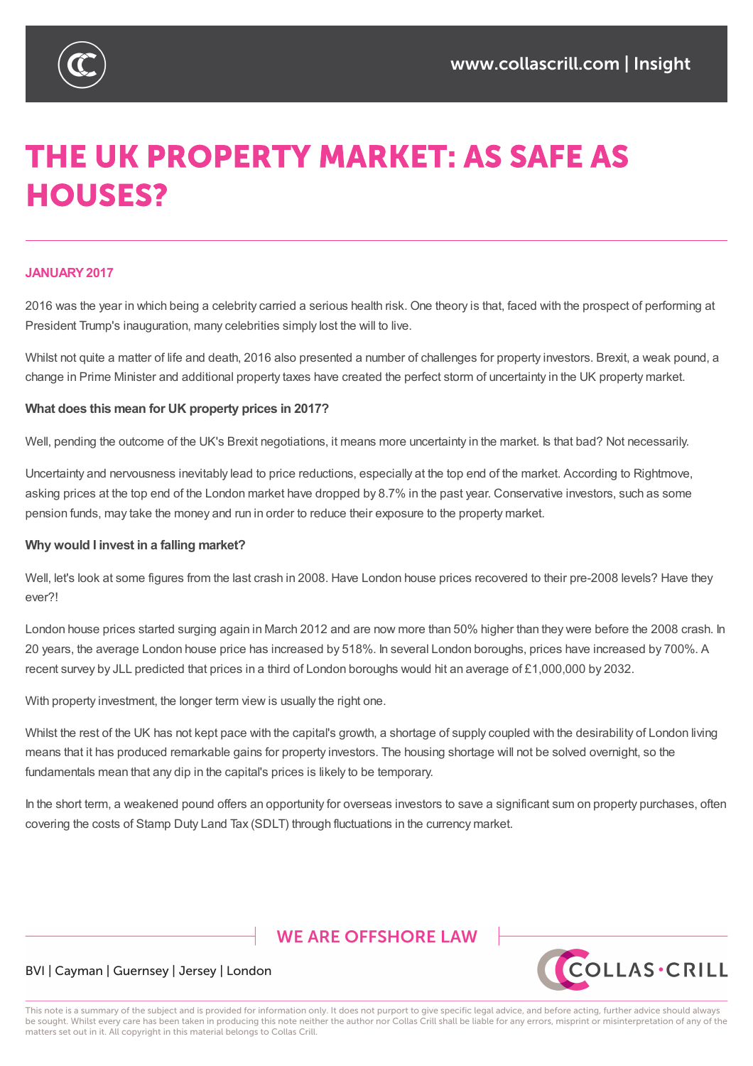# THE UK PROPERTY MARKET: AS SAFE AS HOUSES?

**JANUARY 2017**

2016 was the year in which being a celebrity carried a serious health risk. One theory is that, faced with the prospect of performing at President Trump's inauguration, many celebrities simply lost the will to live.

Whilst not quite a matter of life and death, 2016 also presented a number of challenges for property investors. Brexit, a weak pound, a change in Prime Minister and additional property taxes have created the perfect storm of uncertainty in the UK property market.

**What does this mean for UK property prices in 2017?**

Well, pending the outcome of the UK's Brexit negotiations, it means more uncertainty in the market. Is that bad? Not necessarily.

Uncertainty and nervousness inevitably lead to price reductions, especially at the top end of the market. According to Rightmove, asking prices at the top end of the London market have dropped by 8.7% in the past year. Conservative investors, such as some pension funds, may take the money and run in order to reduce their exposure to the property market.

**Why would I invest in a falling market?**

Well, let's look at some figures from the last crash in 2008. Have London house prices recovered to their pre-2008 levels? Have they ever?!

London house prices started surging again in March 2012 and are now more than 50% higher than they were before the 2008 crash. In 20 years, the average London house price has increased by 518%. In several London boroughs, prices have increased by 700%. A recent survey by JLL predicted that prices in a third of London boroughs would hit an average of £1,000,000 by 2032.

With property investment, the longer term view is usually the right one.

Whilst the rest of the UK has not kept pace with the capital's growth, a shortage of supply coupled with the desirability of London living means that it has produced remarkable gains for property investors. The housing shortage will not be solved overnight, so the fundamentals mean that any dip in the capital's prices is likely to be temporary.

In the short term, a weakened pound offers an opportunity for overseas investors to save a significant sum on property purchases, often covering the costs of Stamp Duty Land Tax (SDLT) through fluctuations in the currency market.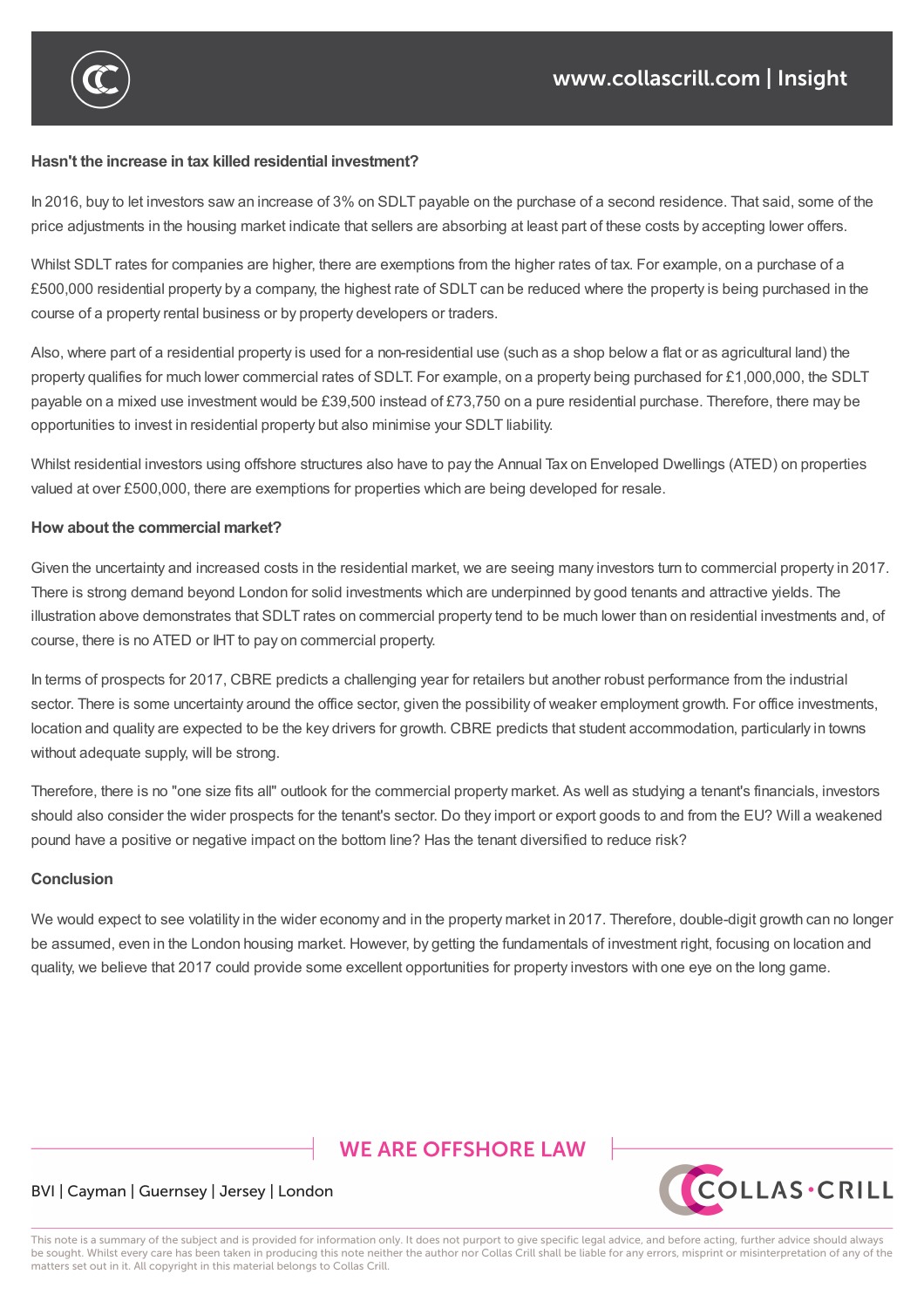**Hasn't the increase in tax killed residential investment?**

In 2016, buy to let investors saw an increase of 3% on SDLT payable on the purchase of a second residence. That said, some of the price adjustments in the housing market indicate that sellers are absorbing at least part of these costs by accepting lower offers.

Whilst SDLT rates for companies are higher, there are exemptions from the higher rates of tax. For example, on a purchase of a £500,000 residential property by a company, the highest rate of SDLT can be reduced where the property is being purchased in the course of a property rental business or by property developers or traders.

Also, where part of a residential property is used for a non-residential use (such as a shop below a flat or as agricultural land) the property qualifies for much lower commercial rates of SDLT. For example, on a property being purchased for £1,000,000, the SDLT payable on a mixed use investment would be £39,500 instead of £73,750 on a pure residential purchase. Therefore, there may be opportunities to invest in residential property but also minimise your SDLT liability.

Whilst residential investors using offshore structures also have to pay the Annual Tax on Enveloped Dwellings (ATED) on properties valued at over £500,000, there are exemptions for properties which are being developed for resale.

**How about the commercial market?**

Given the uncertainty and increased costs in the residential market, we are seeing many investors turn to commercial property in 2017. There is strong demand beyond London for solid investments which are underpinned by good tenants and attractive yields. The illustration above demonstrates that SDLT rates on commercial property tend to be much lower than on residential investments and, of course, there is no ATED or IHT to pay on commercial property.

In terms of prospects for 2017, CBRE predicts a challenging year for retailers but another robust performance from the industrial sector. There is some uncertainty around the office sector, given the possibility of weaker employment growth. For office investments, location and quality are expected to be the key drivers for growth. CBRE predicts that student accommodation, particularly in towns without adequate supply, will be strong.

Therefore, there is no "one size fits all" outlook for the commercial property market. As well as studying a tenant's financials, investors should also consider the wider prospects for the tenant's sector. Do they import or export goods to and from the EU? Will a weakened pound have a positive or negative impact on the bottom line? Has the tenant diversified to reduce risk?

**Conclusion**

We would expect to see volatility in the wider economy and in the property market in 2017. Therefore, double-digit growth can no longer be assumed, even in the London housing market. However, by getting the fundamentals of investment right, focusing on location and quality, we believe that 2017 could provide some excellent opportunities for property investors with one eye on the long game.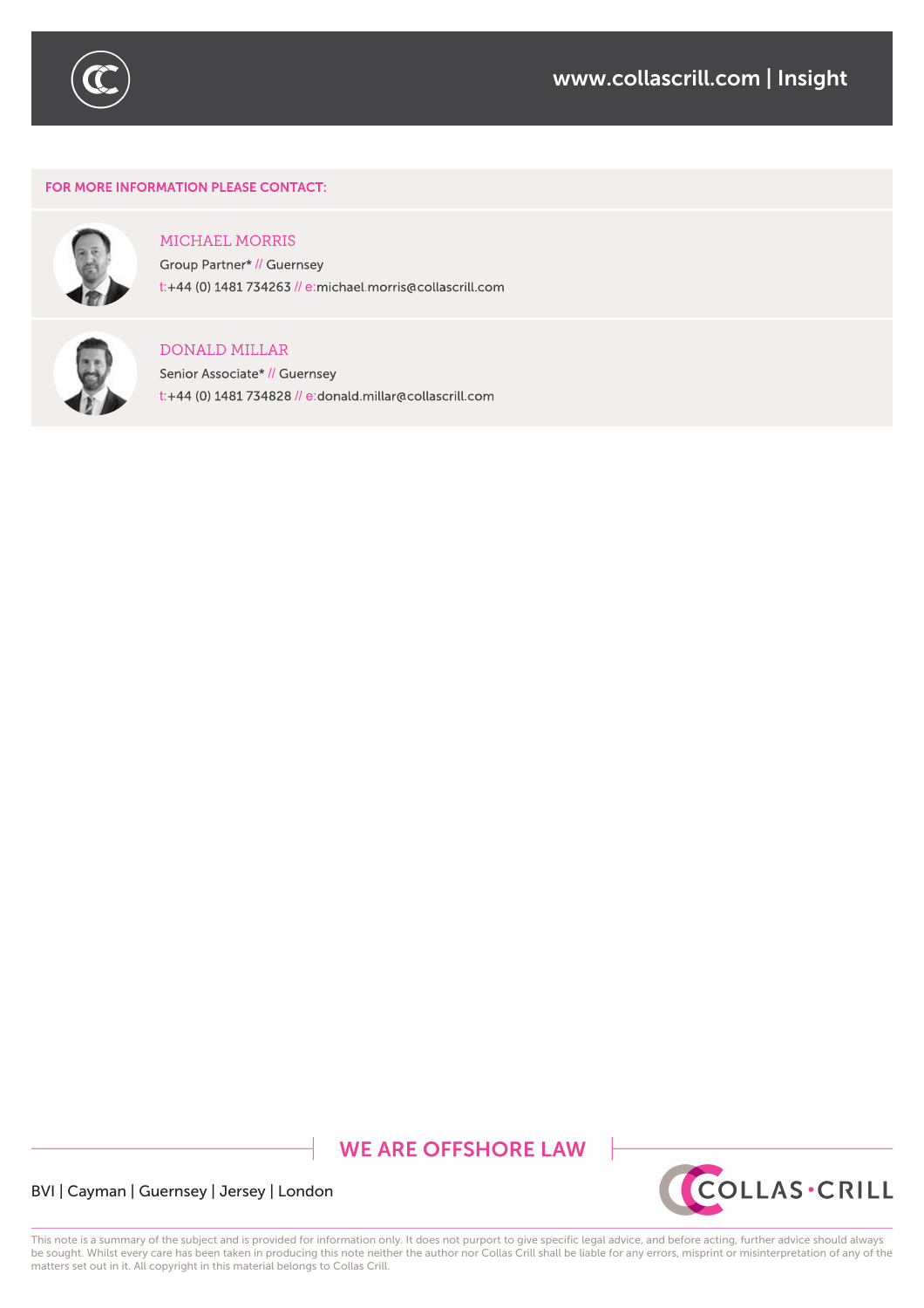**FOR MORE INFORMATION PLEASE CONTACT:**

MICHAEL MORRIS

Group Partner* // Guernsey

t:+44 (0) 1481 734263 // e:michael.morris@collascrill.com

DONALD MILLAR

Senior Associate* // Guernsey

t:+44 (0) 1481 734828 // e:donald.millar@collascrill.com

WE ARE OFFSHORE LAW

BVI | Cayman | Guernsey | Jersey | London

This note is a summary of the subject and is provided for information only. It does not purport to give specific legal advice, and before acting, further advice should always be sought. Whilst every care has been taken in producing this note neither the author nor Collas Crill shall be liable for any errors, misprint or misinterpretation of any of the matters set out in it. All copyright in this material belongs to Collas Crill.